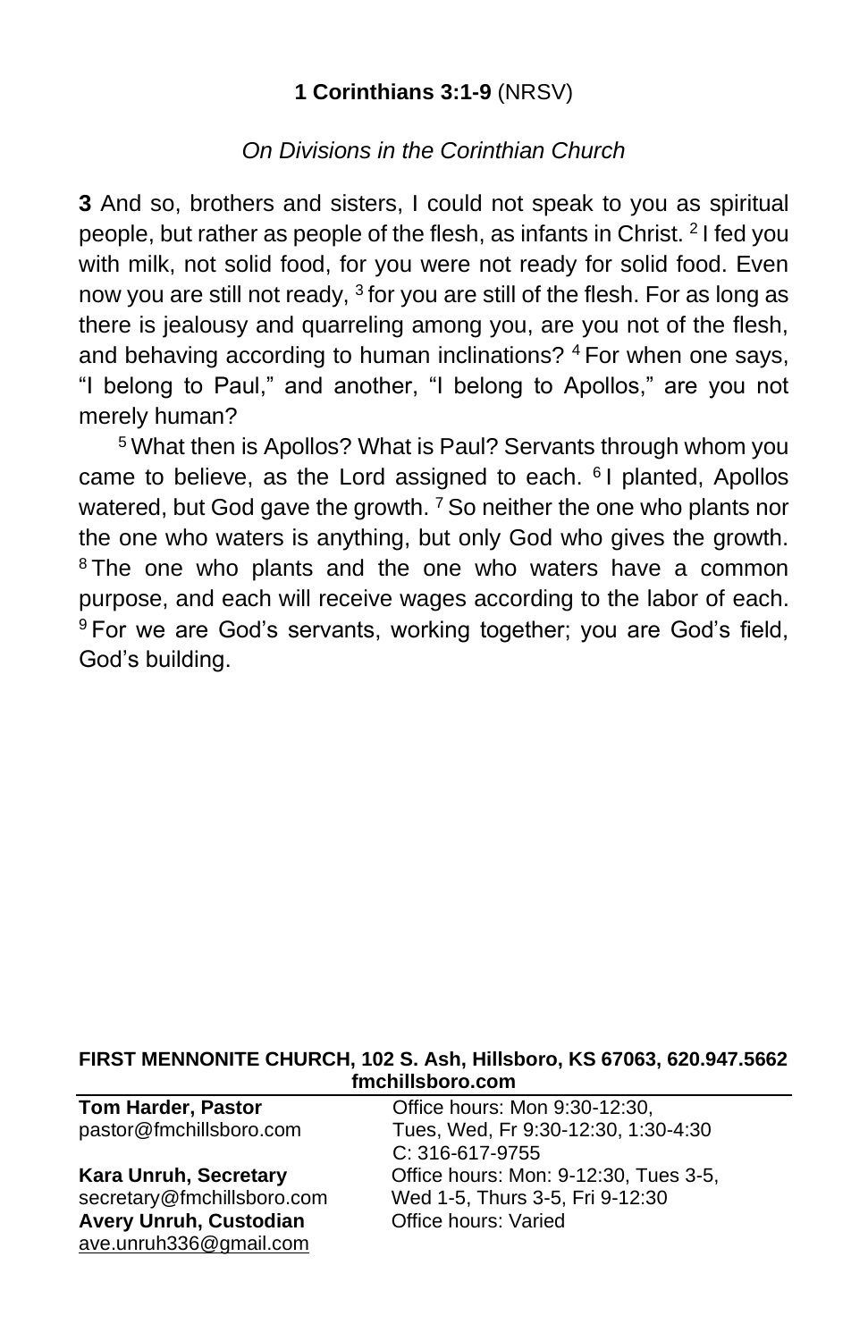**1 Corinthians 3:1-9** (NRSV)

*On Divisions in the Corinthian Church*

**3** And so, brothers and sisters, I could not speak to you as spiritual people, but rather as people of the flesh, as infants in Christ. [2] I fed you with milk, not solid food, for you were not ready for solid food. Even now you are still not ready, [3] for you are still of the flesh. For as long as there is jealousy and quarreling among you, are you not of the flesh, and behaving according to human inclinations? [4] For when one says, "I belong to Paul," and another, "I belong to Apollos," are you not merely human?

[5] What then is Apollos? What is Paul? Servants through whom you came to believe, as the Lord assigned to each. [6] I planted, Apollos watered, but God gave the growth. [7] So neither the one who plants nor the one who waters is anything, but only God who gives the growth. [8] The one who plants and the one who waters have a common purpose, and each will receive wages according to the labor of each. [9] For we are God's servants, working together; you are God's field, God's building.

**FIRST MENNONITE CHURCH, 102 S. Ash, Hillsboro, KS 67063, 620.947.5662**
**fmchillsboro.com**

| | |
|---|---|
| **Tom Harder, Pastor** | Office hours: Mon 9:30-12:30, |
| pastor@fmchillsboro.com | Tues, Wed, Fr 9:30-12:30, 1:30-4:30 |
| | C: 316-617-9755 |
| **Kara Unruh, Secretary** | Office hours: Mon: 9-12:30, Tues 3-5, |
| secretary@fmchillsboro.com | Wed 1-5, Thurs 3-5, Fri 9-12:30 |
| **Avery Unruh, Custodian** | Office hours: Varied |
| ave.unruh336@gmail.com | |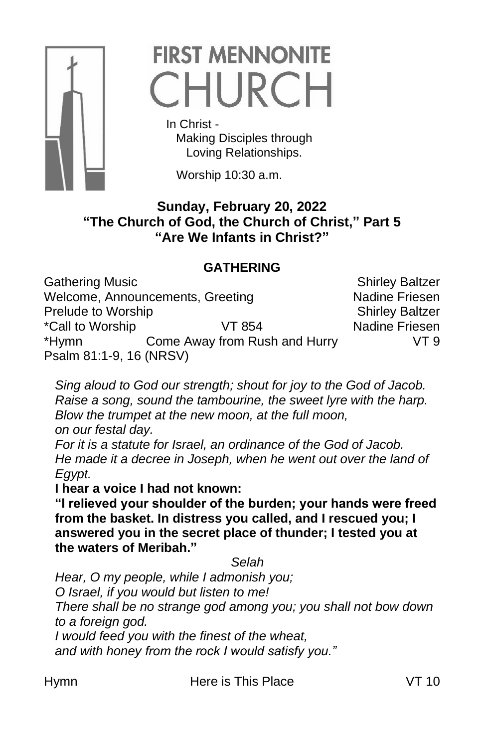# FIRST MENNONITE CHURCH

In Christ -
Making Disciples through
Loving Relationships.

Worship 10:30 a.m.

**Sunday, February 20, 2022**
**"The Church of God, the Church of Christ," Part 5**
**"Are We Infants in Christ?"**

## GATHERING

| | | |
|---|---|---|
| Gathering Music | | Shirley Baltzer |
| Welcome, Announcements, Greeting | | Nadine Friesen |
| Prelude to Worship | | Shirley Baltzer |
| *Call to Worship | VT 854 | Nadine Friesen |
| *Hymn | Come Away from Rush and Hurry | VT 9 |

Psalm 81:1-9, 16 (NRSV)

*Sing aloud to God our strength; shout for joy to the God of Jacob.*
*Raise a song, sound the tambourine, the sweet lyre with the harp.*
*Blow the trumpet at the new moon, at the full moon,*
*on our festal day.*
*For it is a statute for Israel, an ordinance of the God of Jacob.*
*He made it a decree in Joseph, when he went out over the land of Egypt.*
**I hear a voice I had not known:**
**"I relieved your shoulder of the burden; your hands were freed from the basket. In distress you called, and I rescued you; I answered you in the secret place of thunder; I tested you at the waters of Meribah."**

*Selah*

*Hear, O my people, while I admonish you;*
*O Israel, if you would but listen to me!*
*There shall be no strange god among you; you shall not bow down to a foreign god.*
*I would feed you with the finest of the wheat,*
*and with honey from the rock I would satisfy you."*

Hymn — Here is This Place — VT 10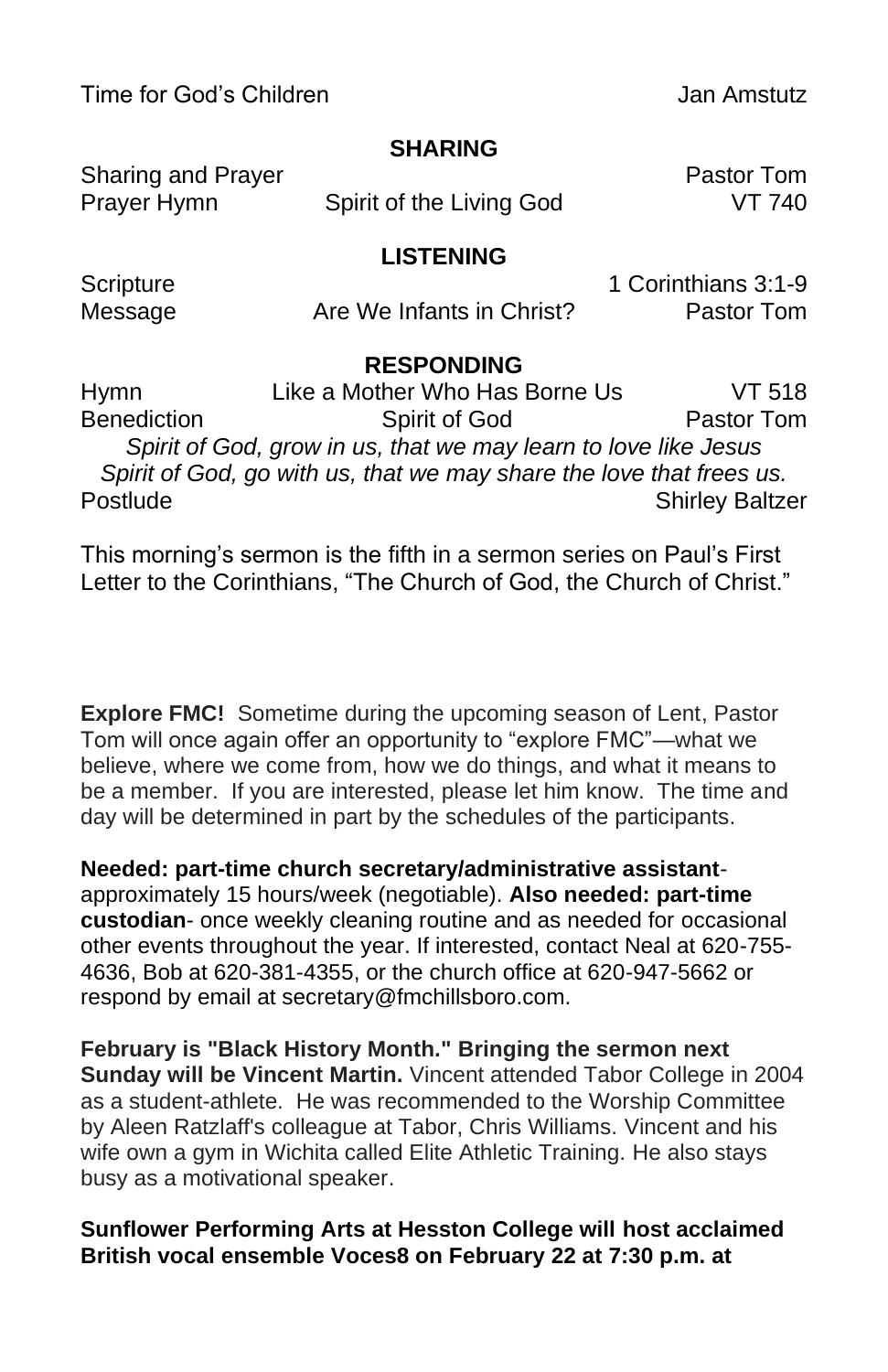Time for God's Children Jan Amstutz

## SHARING

| | | |
|---|---|---|
| Sharing and Prayer | | Pastor Tom |
| Prayer Hymn | Spirit of the Living God | VT 740 |

## LISTENING

| | | |
|---|---|---|
| Scripture | | 1 Corinthians 3:1-9 |
| Message | Are We Infants in Christ? | Pastor Tom |

## RESPONDING

| | | |
|---|---|---|
| Hymn | Like a Mother Who Has Borne Us | VT 518 |
| Benediction | Spirit of God | Pastor Tom |

*Spirit of God, grow in us, that we may learn to love like Jesus*
*Spirit of God, go with us, that we may share the love that frees us.*

Postlude Shirley Baltzer

This morning's sermon is the fifth in a sermon series on Paul's First Letter to the Corinthians, "The Church of God, the Church of Christ."

**Explore FMC!** Sometime during the upcoming season of Lent, Pastor Tom will once again offer an opportunity to "explore FMC"—what we believe, where we come from, how we do things, and what it means to be a member. If you are interested, please let him know. The time and day will be determined in part by the schedules of the participants.

**Needed: part-time church secretary/administrative assistant**- approximately 15 hours/week (negotiable). **Also needed: part-time custodian**- once weekly cleaning routine and as needed for occasional other events throughout the year. If interested, contact Neal at 620-755-4636, Bob at 620-381-4355, or the church office at 620-947-5662 or respond by email at secretary@fmchillsboro.com.

**February is "Black History Month." Bringing the sermon next Sunday will be Vincent Martin.** Vincent attended Tabor College in 2004 as a student-athlete. He was recommended to the Worship Committee by Aleen Ratzlaff's colleague at Tabor, Chris Williams. Vincent and his wife own a gym in Wichita called Elite Athletic Training. He also stays busy as a motivational speaker.

**Sunflower Performing Arts at Hesston College will host acclaimed British vocal ensemble Voces8 on February 22 at 7:30 p.m. at**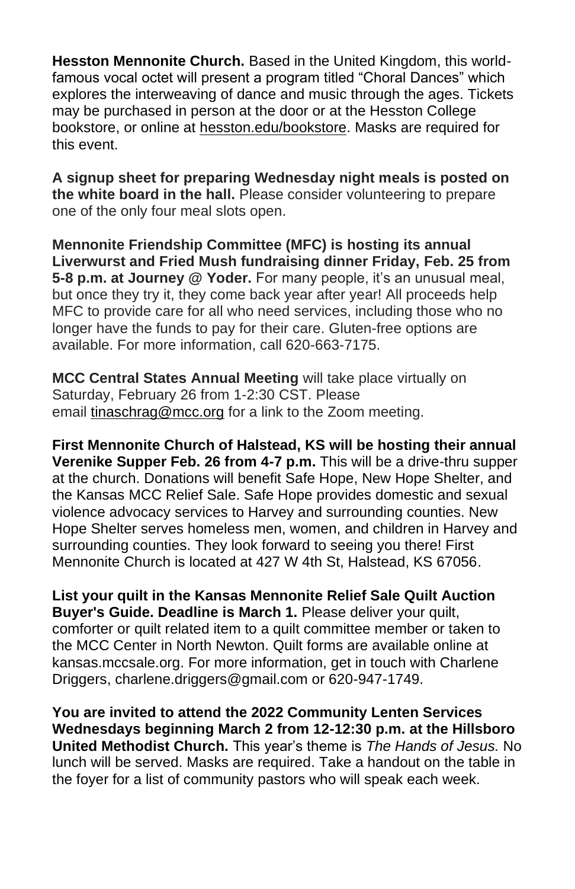**Hesston Mennonite Church.** Based in the United Kingdom, this world-famous vocal octet will present a program titled "Choral Dances" which explores the interweaving of dance and music through the ages. Tickets may be purchased in person at the door or at the Hesston College bookstore, or online at hesston.edu/bookstore. Masks are required for this event.

**A signup sheet for preparing Wednesday night meals is posted on the white board in the hall.** Please consider volunteering to prepare one of the only four meal slots open.

**Mennonite Friendship Committee (MFC) is hosting its annual Liverwurst and Fried Mush fundraising dinner Friday, Feb. 25 from 5-8 p.m. at Journey @ Yoder.** For many people, it's an unusual meal, but once they try it, they come back year after year! All proceeds help MFC to provide care for all who need services, including those who no longer have the funds to pay for their care. Gluten-free options are available. For more information, call 620-663-7175.

**MCC Central States Annual Meeting** will take place virtually on Saturday, February 26 from 1-2:30 CST. Please email tinaschrag@mcc.org for a link to the Zoom meeting.

**First Mennonite Church of Halstead, KS will be hosting their annual Verenike Supper Feb. 26 from 4-7 p.m.** This will be a drive-thru supper at the church. Donations will benefit Safe Hope, New Hope Shelter, and the Kansas MCC Relief Sale. Safe Hope provides domestic and sexual violence advocacy services to Harvey and surrounding counties. New Hope Shelter serves homeless men, women, and children in Harvey and surrounding counties. They look forward to seeing you there! First Mennonite Church is located at 427 W 4th St, Halstead, KS 67056.

**List your quilt in the Kansas Mennonite Relief Sale Quilt Auction Buyer's Guide. Deadline is March 1.** Please deliver your quilt, comforter or quilt related item to a quilt committee member or taken to the MCC Center in North Newton. Quilt forms are available online at kansas.mccsale.org. For more information, get in touch with Charlene Driggers, charlene.driggers@gmail.com or 620-947-1749.

**You are invited to attend the 2022 Community Lenten Services Wednesdays beginning March 2 from 12-12:30 p.m. at the Hillsboro United Methodist Church.** This year's theme is *The Hands of Jesus.* No lunch will be served. Masks are required. Take a handout on the table in the foyer for a list of community pastors who will speak each week.